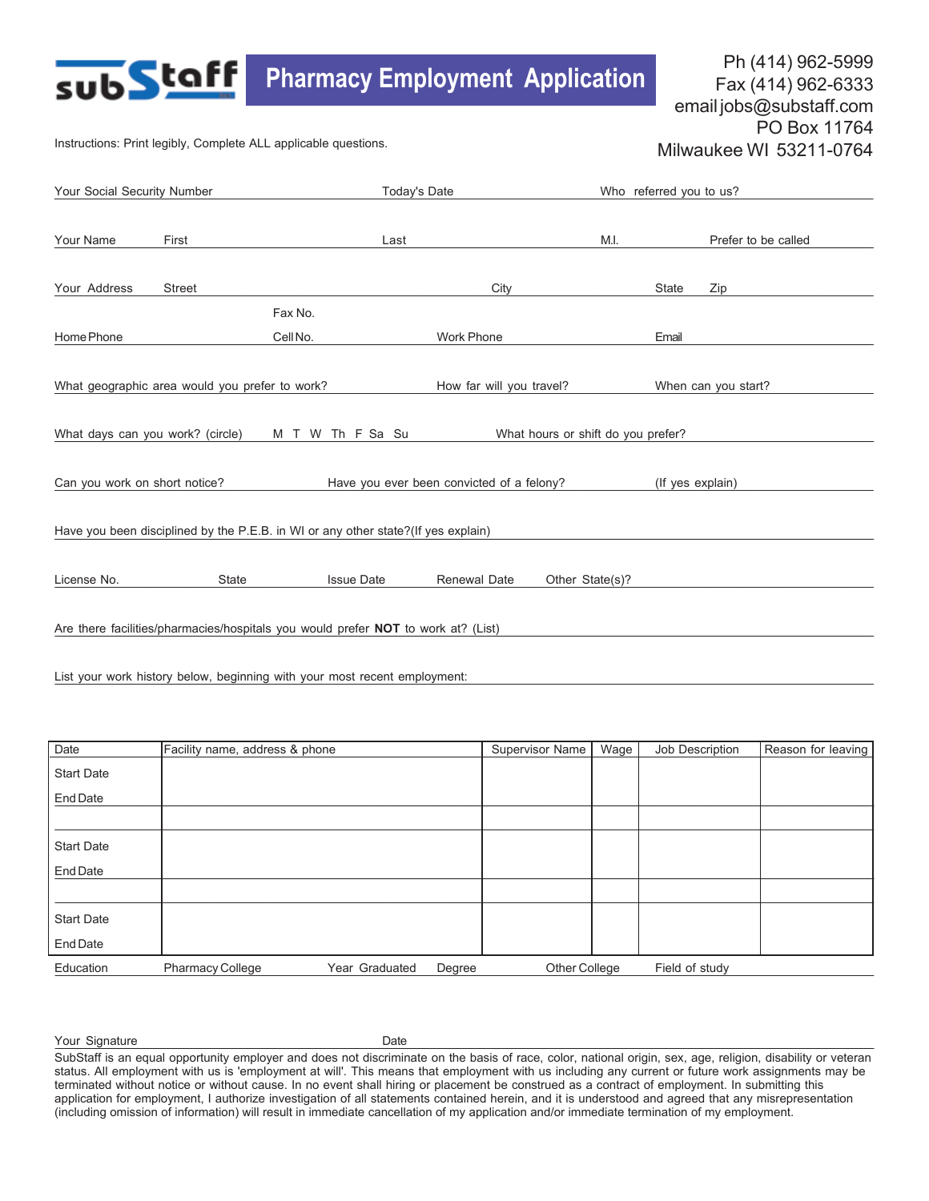subStaff

# Pharmacy Employment Application

Ph (414) 962-5999
Fax (414) 962-6333
email jobs@substaff.com
PO Box 11764
Milwaukee WI 53211-0764

Instructions: Print legibly, Complete ALL applicable questions.

Your Social Security Number Today's Date Who referred you to us?

Your Name First Last M.I. Prefer to be called

Your Address Street City State Zip

Fax No.

Home Phone Cell No. Work Phone Email

What geographic area would you prefer to work? How far will you travel? When can you start?

What days can you work? (circle) M T W Th F Sa Su What hours or shift do you prefer?

Can you work on short notice? Have you ever been convicted of a felony? (If yes explain)

Have you been disciplined by the P.E.B. in WI or any other state?(If yes explain)

License No. State Issue Date Renewal Date Other State(s)?

Are there facilities/pharmacies/hospitals you would prefer **NOT** to work at? (List)

List your work history below, beginning with your most recent employment:

| Date | Facility name, address & phone | Supervisor Name | Wage | Job Description | Reason for leaving |
|---|---|---|---|---|---|
| Start Date<br>End Date | | | | | |
| | | | | | |
| Start Date<br>End Date | | | | | |
| | | | | | |
| Start Date<br>End Date | | | | | |

Education Pharmacy College Year Graduated Degree Other College Field of study

Your Signature Date

SubStaff is an equal opportunity employer and does not discriminate on the basis of race, color, national origin, sex, age, religion, disability or veteran status. All employment with us is 'employment at will'. This means that employment with us including any current or future work assignments may be terminated without notice or without cause. In no event shall hiring or placement be construed as a contract of employment. In submitting this application for employment, I authorize investigation of all statements contained herein, and it is understood and agreed that any misrepresentation (including omission of information) will result in immediate cancellation of my application and/or immediate termination of my employment.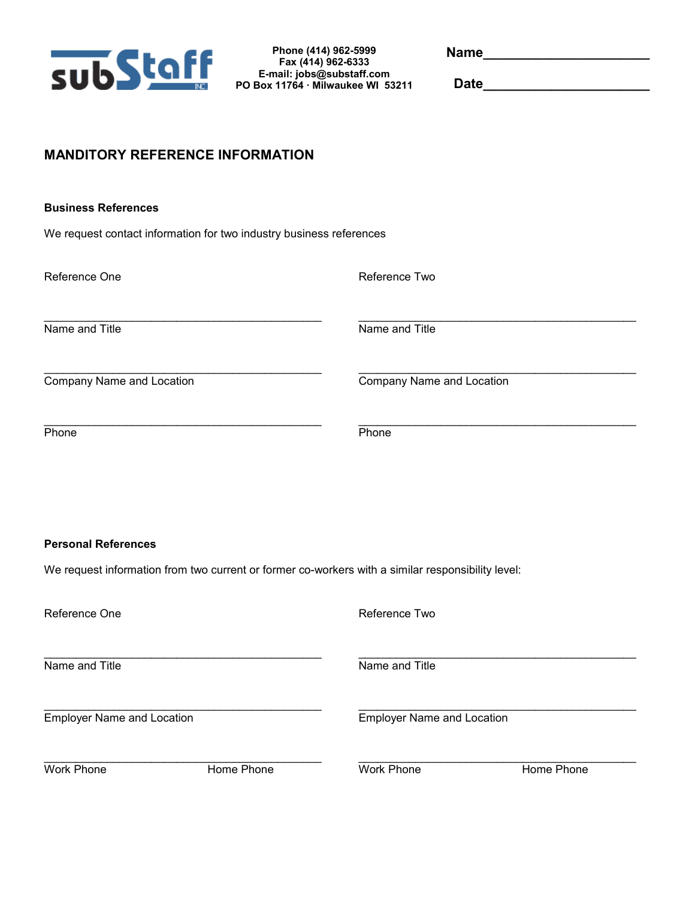subStaff INC.

**Phone (414) 962-5999**
**Fax (414) 962-6333**
**E-mail: jobs@substaff.com**
**PO Box 11764 · Milwaukee WI 53211**

**Name**______________________

**Date**______________________

## MANDITORY REFERENCE INFORMATION

### Business References

We request contact information for two industry business references

Reference One

_____________________________________________
Name and Title

_____________________________________________
Company Name and Location

_____________________________________________
Phone

Reference Two

_____________________________________________
Name and Title

_____________________________________________
Company Name and Location

_____________________________________________
Phone

### Personal References

We request information from two current or former co-workers with a similar responsibility level:

Reference One

_____________________________________________
Name and Title

_____________________________________________
Employer Name and Location

_____________________________________________
Work Phone　　　　　　　　Home Phone

Reference Two

_____________________________________________
Name and Title

_____________________________________________
Employer Name and Location

_____________________________________________
Work Phone　　　　　　　　Home Phone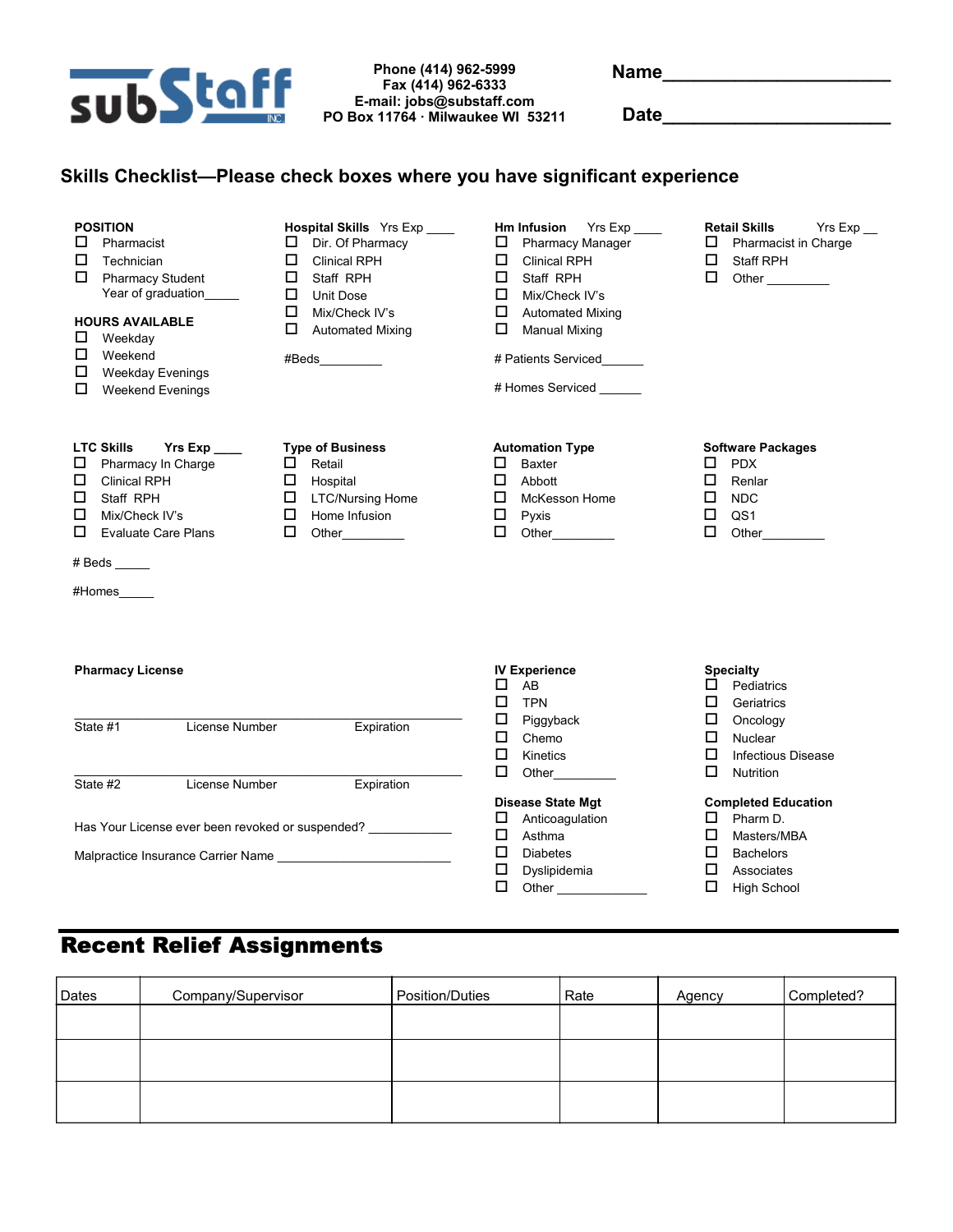**subStaff INC.**

**Phone (414) 962-5999**
**Fax (414) 962-6333**
**E-mail: jobs@substaff.com**
**PO Box 11764 · Milwaukee WI 53211**

**Name**______________________

**Date**______________________

## Skills Checklist—Please check boxes where you have significant experience

**POSITION**
- ☐ Pharmacist
- ☐ Technician
- ☐ Pharmacy Student
  Year of graduation_____

**HOURS AVAILABLE**
- ☐ Weekday
- ☐ Weekend
- ☐ Weekday Evenings
- ☐ Weekend Evenings

**Hospital Skills** Yrs Exp ____
- ☐ Dir. Of Pharmacy
- ☐ Clinical RPH
- ☐ Staff RPH
- ☐ Unit Dose
- ☐ Mix/Check IV's
- ☐ Automated Mixing

#Beds_________

**Hm Infusion** Yrs Exp ____
- ☐ Pharmacy Manager
- ☐ Clinical RPH
- ☐ Staff RPH
- ☐ Mix/Check IV's
- ☐ Automated Mixing
- ☐ Manual Mixing

# Patients Serviced______

# Homes Serviced ______

**Retail Skills** Yrs Exp __
- ☐ Pharmacist in Charge
- ☐ Staff RPH
- ☐ Other _________

**LTC Skills** **Yrs Exp** ____
- ☐ Pharmacy In Charge
- ☐ Clinical RPH
- ☐ Staff RPH
- ☐ Mix/Check IV's
- ☐ Evaluate Care Plans

# Beds _____

#Homes_____

**Type of Business**
- ☐ Retail
- ☐ Hospital
- ☐ LTC/Nursing Home
- ☐ Home Infusion
- ☐ Other_________

**Automation Type**
- ☐ Baxter
- ☐ Abbott
- ☐ McKesson Home
- ☐ Pyxis
- ☐ Other_________

**Software Packages**
- ☐ PDX
- ☐ Renlar
- ☐ NDC
- ☐ QS1
- ☐ Other_________

**Pharmacy License**

| State #1 | License Number | Expiration |
|---|---|---|
| State #2 | License Number | Expiration |

Has Your License ever been revoked or suspended? ____________

Malpractice Insurance Carrier Name _________________________

**IV Experience**
- ☐ AB
- ☐ TPN
- ☐ Piggyback
- ☐ Chemo
- ☐ Kinetics
- ☐ Other_________

**Disease State Mgt**
- ☐ Anticoagulation
- ☐ Asthma
- ☐ Diabetes
- ☐ Dyslipidemia
- ☐ Other _____________

**Specialty**
- ☐ Pediatrics
- ☐ Geriatrics
- ☐ Oncology
- ☐ Nuclear
- ☐ Infectious Disease
- ☐ Nutrition

**Completed Education**
- ☐ Pharm D.
- ☐ Masters/MBA
- ☐ Bachelors
- ☐ Associates
- ☐ High School

# Recent Relief Assignments

| Dates | Company/Supervisor | Position/Duties | Rate | Agency | Completed? |
|---|---|---|---|---|---|
| | | | | | |
| | | | | | |
| | | | | | |